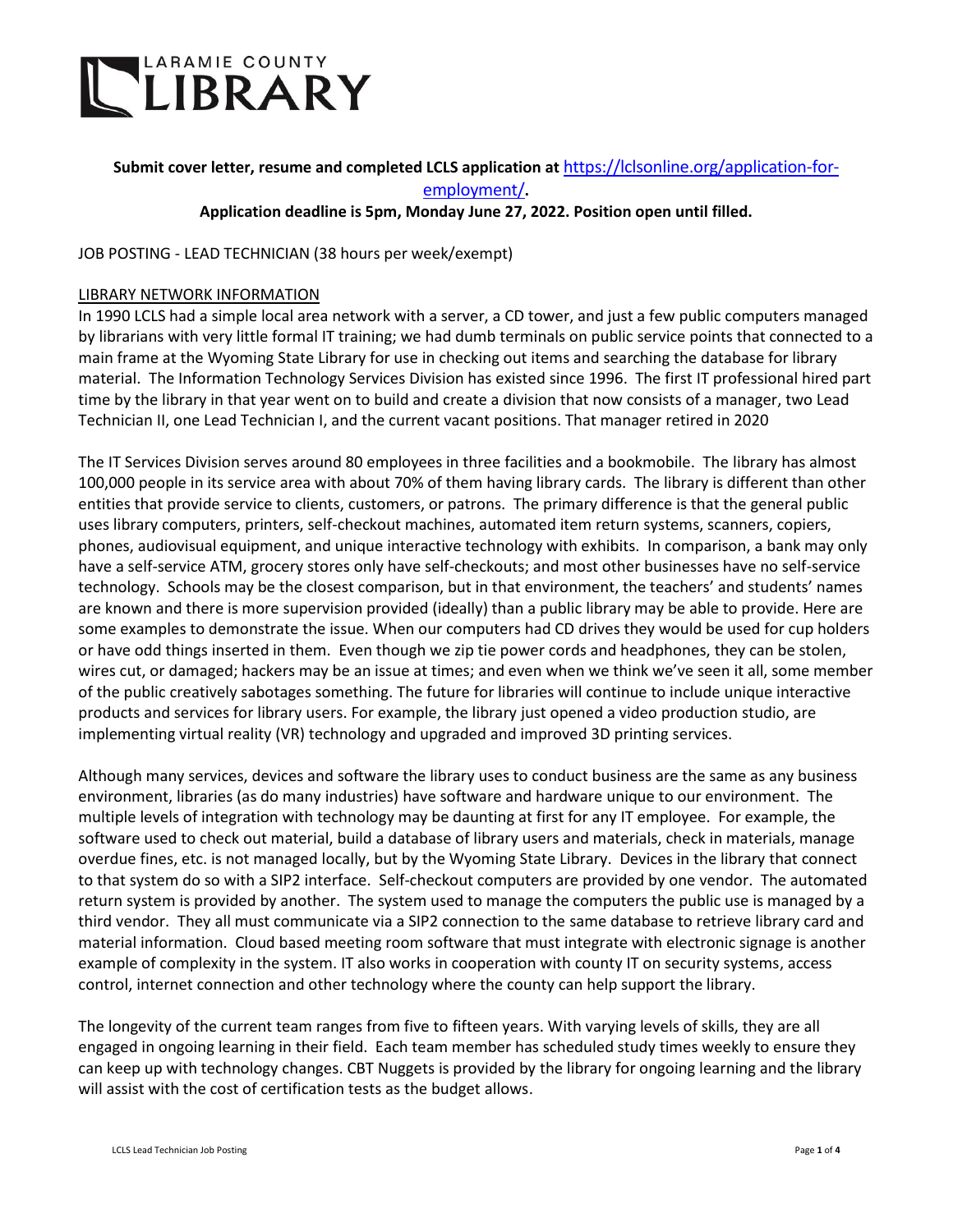# LARAMIE COUNTY LIBRARY

**Submit cover letter, resume and completed LCLS application at [https://lclsonline.org/application-for-employment/](https://lclsonline.org/application-for-employment/).**

**Application deadline is 5pm, Monday June 27, 2022. Position open until filled.**

JOB POSTING - LEAD TECHNICIAN (38 hours per week/exempt)

<u>LIBRARY NETWORK INFORMATION</u>

In 1990 LCLS had a simple local area network with a server, a CD tower, and just a few public computers managed by librarians with very little formal IT training; we had dumb terminals on public service points that connected to a main frame at the Wyoming State Library for use in checking out items and searching the database for library material. The Information Technology Services Division has existed since 1996. The first IT professional hired part time by the library in that year went on to build and create a division that now consists of a manager, two Lead Technician II, one Lead Technician I, and the current vacant positions. That manager retired in 2020

The IT Services Division serves around 80 employees in three facilities and a bookmobile. The library has almost 100,000 people in its service area with about 70% of them having library cards. The library is different than other entities that provide service to clients, customers, or patrons. The primary difference is that the general public uses library computers, printers, self-checkout machines, automated item return systems, scanners, copiers, phones, audiovisual equipment, and unique interactive technology with exhibits. In comparison, a bank may only have a self-service ATM, grocery stores only have self-checkouts; and most other businesses have no self-service technology. Schools may be the closest comparison, but in that environment, the teachers' and students' names are known and there is more supervision provided (ideally) than a public library may be able to provide. Here are some examples to demonstrate the issue. When our computers had CD drives they would be used for cup holders or have odd things inserted in them. Even though we zip tie power cords and headphones, they can be stolen, wires cut, or damaged; hackers may be an issue at times; and even when we think we've seen it all, some member of the public creatively sabotages something. The future for libraries will continue to include unique interactive products and services for library users. For example, the library just opened a video production studio, are implementing virtual reality (VR) technology and upgraded and improved 3D printing services.

Although many services, devices and software the library uses to conduct business are the same as any business environment, libraries (as do many industries) have software and hardware unique to our environment. The multiple levels of integration with technology may be daunting at first for any IT employee. For example, the software used to check out material, build a database of library users and materials, check in materials, manage overdue fines, etc. is not managed locally, but by the Wyoming State Library. Devices in the library that connect to that system do so with a SIP2 interface. Self-checkout computers are provided by one vendor. The automated return system is provided by another. The system used to manage the computers the public use is managed by a third vendor. They all must communicate via a SIP2 connection to the same database to retrieve library card and material information. Cloud based meeting room software that must integrate with electronic signage is another example of complexity in the system. IT also works in cooperation with county IT on security systems, access control, internet connection and other technology where the county can help support the library.

The longevity of the current team ranges from five to fifteen years. With varying levels of skills, they are all engaged in ongoing learning in their field. Each team member has scheduled study times weekly to ensure they can keep up with technology changes. CBT Nuggets is provided by the library for ongoing learning and the library will assist with the cost of certification tests as the budget allows.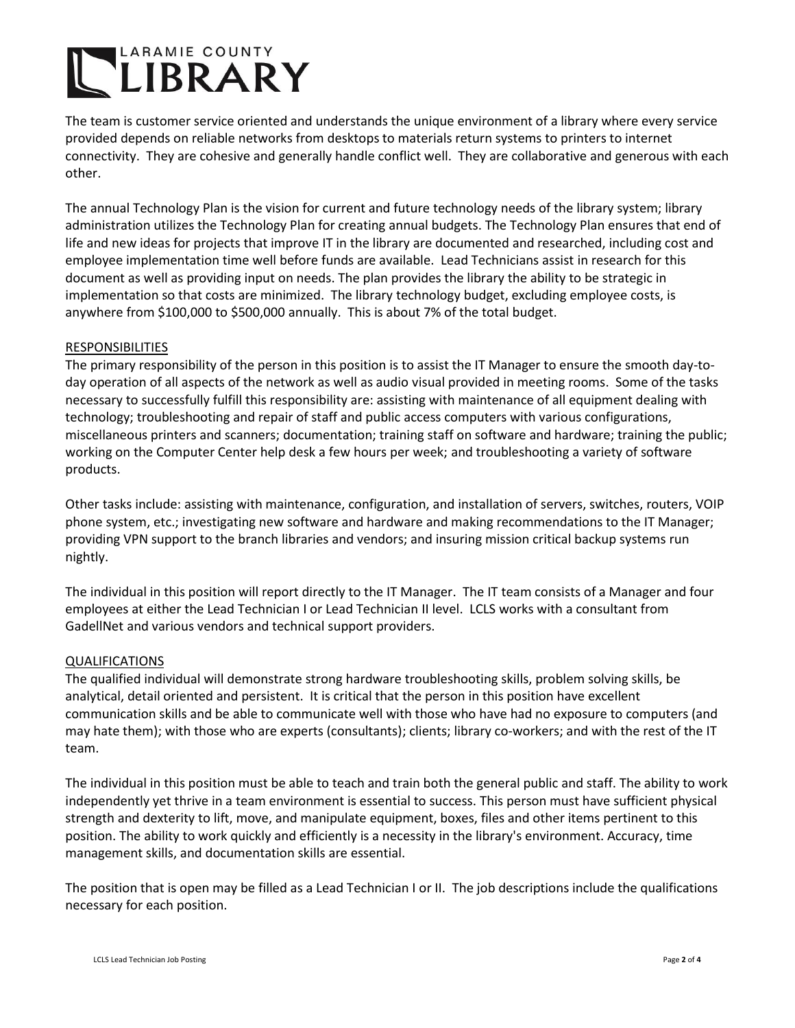The team is customer service oriented and understands the unique environment of a library where every service provided depends on reliable networks from desktops to materials return systems to printers to internet connectivity. They are cohesive and generally handle conflict well. They are collaborative and generous with each other.

The annual Technology Plan is the vision for current and future technology needs of the library system; library administration utilizes the Technology Plan for creating annual budgets. The Technology Plan ensures that end of life and new ideas for projects that improve IT in the library are documented and researched, including cost and employee implementation time well before funds are available. Lead Technicians assist in research for this document as well as providing input on needs. The plan provides the library the ability to be strategic in implementation so that costs are minimized. The library technology budget, excluding employee costs, is anywhere from $100,000 to $500,000 annually. This is about 7% of the total budget.

## RESPONSIBILITIES

The primary responsibility of the person in this position is to assist the IT Manager to ensure the smooth day-to-day operation of all aspects of the network as well as audio visual provided in meeting rooms. Some of the tasks necessary to successfully fulfill this responsibility are: assisting with maintenance of all equipment dealing with technology; troubleshooting and repair of staff and public access computers with various configurations, miscellaneous printers and scanners; documentation; training staff on software and hardware; training the public; working on the Computer Center help desk a few hours per week; and troubleshooting a variety of software products.

Other tasks include: assisting with maintenance, configuration, and installation of servers, switches, routers, VOIP phone system, etc.; investigating new software and hardware and making recommendations to the IT Manager; providing VPN support to the branch libraries and vendors; and insuring mission critical backup systems run nightly.

The individual in this position will report directly to the IT Manager. The IT team consists of a Manager and four employees at either the Lead Technician I or Lead Technician II level. LCLS works with a consultant from GadellNet and various vendors and technical support providers.

## QUALIFICATIONS

The qualified individual will demonstrate strong hardware troubleshooting skills, problem solving skills, be analytical, detail oriented and persistent. It is critical that the person in this position have excellent communication skills and be able to communicate well with those who have had no exposure to computers (and may hate them); with those who are experts (consultants); clients; library co-workers; and with the rest of the IT team.

The individual in this position must be able to teach and train both the general public and staff. The ability to work independently yet thrive in a team environment is essential to success. This person must have sufficient physical strength and dexterity to lift, move, and manipulate equipment, boxes, files and other items pertinent to this position. The ability to work quickly and efficiently is a necessity in the library's environment. Accuracy, time management skills, and documentation skills are essential.

The position that is open may be filled as a Lead Technician I or II. The job descriptions include the qualifications necessary for each position.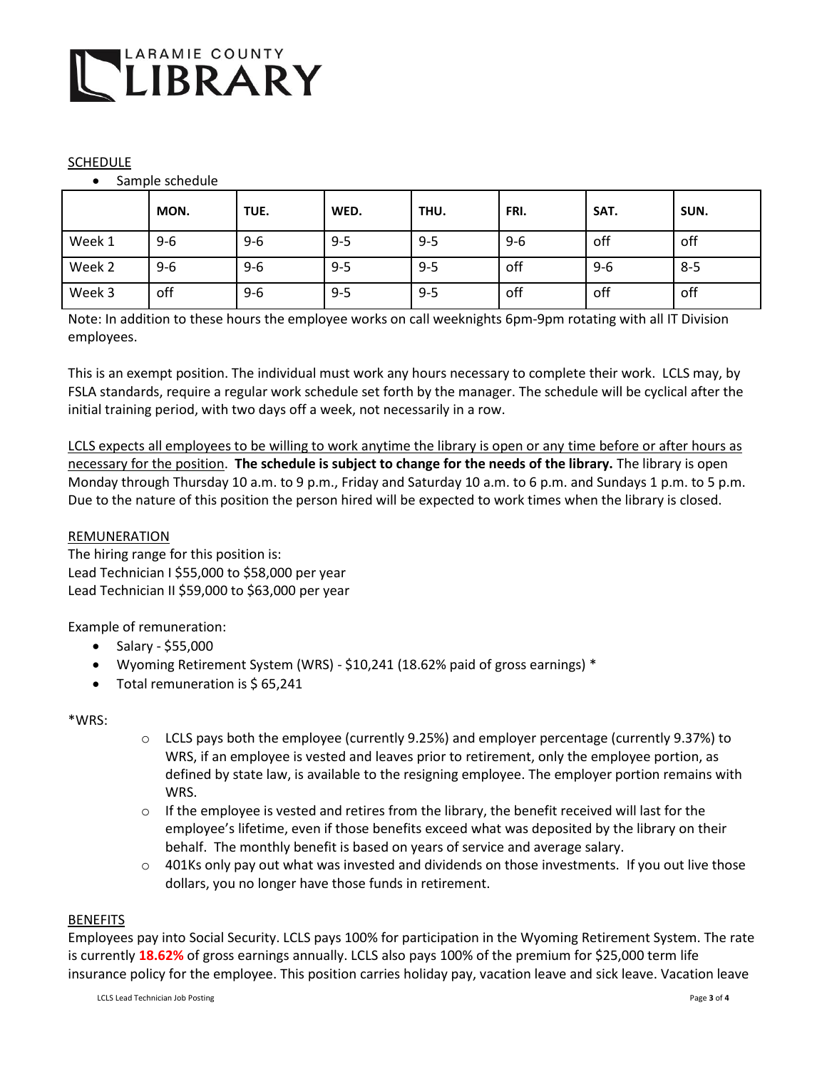LARAMIE COUNTY LIBRARY

SCHEDULE

- Sample schedule

| | MON. | TUE. | WED. | THU. | FRI. | SAT. | SUN. |
|---|---|---|---|---|---|---|---|
| Week 1 | 9-6 | 9-6 | 9-5 | 9-5 | 9-6 | off | off |
| Week 2 | 9-6 | 9-6 | 9-5 | 9-5 | off | 9-6 | 8-5 |
| Week 3 | off | 9-6 | 9-5 | 9-5 | off | off | off |

Note: In addition to these hours the employee works on call weeknights 6pm-9pm rotating with all IT Division employees.

This is an exempt position. The individual must work any hours necessary to complete their work. LCLS may, by FSLA standards, require a regular work schedule set forth by the manager. The schedule will be cyclical after the initial training period, with two days off a week, not necessarily in a row.

LCLS expects all employees to be willing to work anytime the library is open or any time before or after hours as necessary for the position. **The schedule is subject to change for the needs of the library.** The library is open Monday through Thursday 10 a.m. to 9 p.m., Friday and Saturday 10 a.m. to 6 p.m. and Sundays 1 p.m. to 5 p.m. Due to the nature of this position the person hired will be expected to work times when the library is closed.

REMUNERATION

The hiring range for this position is:
Lead Technician I $55,000 to $58,000 per year
Lead Technician II $59,000 to $63,000 per year

Example of remuneration:

- Salary - $55,000
- Wyoming Retirement System (WRS) - $10,241 (18.62% paid of gross earnings) *
- Total remuneration is $ 65,241

*WRS:

- LCLS pays both the employee (currently 9.25%) and employer percentage (currently 9.37%) to WRS, if an employee is vested and leaves prior to retirement, only the employee portion, as defined by state law, is available to the resigning employee. The employer portion remains with WRS.
- If the employee is vested and retires from the library, the benefit received will last for the employee's lifetime, even if those benefits exceed what was deposited by the library on their behalf. The monthly benefit is based on years of service and average salary.
- 401Ks only pay out what was invested and dividends on those investments. If you out live those dollars, you no longer have those funds in retirement.

BENEFITS

Employees pay into Social Security. LCLS pays 100% for participation in the Wyoming Retirement System. The rate is currently **18.62%** of gross earnings annually. LCLS also pays 100% of the premium for $25,000 term life insurance policy for the employee. This position carries holiday pay, vacation leave and sick leave. Vacation leave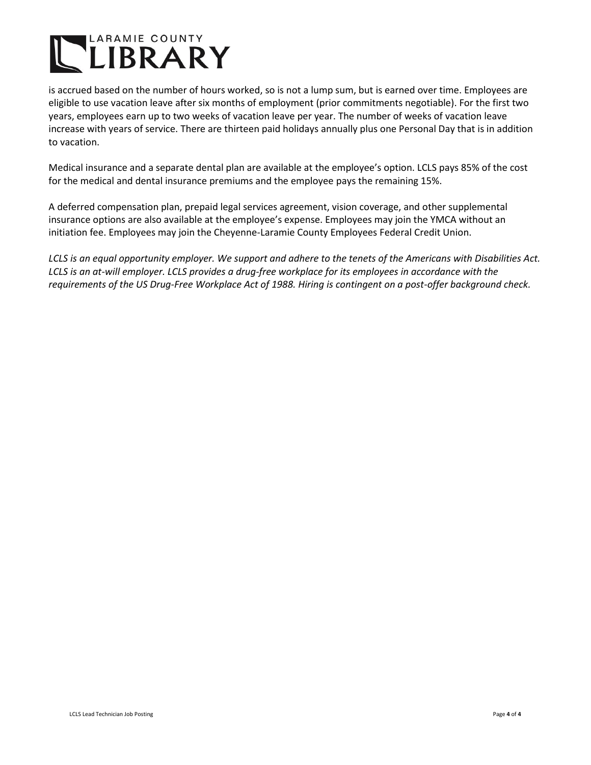is accrued based on the number of hours worked, so is not a lump sum, but is earned over time. Employees are eligible to use vacation leave after six months of employment (prior commitments negotiable). For the first two years, employees earn up to two weeks of vacation leave per year. The number of weeks of vacation leave increase with years of service. There are thirteen paid holidays annually plus one Personal Day that is in addition to vacation.

Medical insurance and a separate dental plan are available at the employee's option. LCLS pays 85% of the cost for the medical and dental insurance premiums and the employee pays the remaining 15%.

A deferred compensation plan, prepaid legal services agreement, vision coverage, and other supplemental insurance options are also available at the employee's expense. Employees may join the YMCA without an initiation fee. Employees may join the Cheyenne-Laramie County Employees Federal Credit Union.

*LCLS is an equal opportunity employer. We support and adhere to the tenets of the Americans with Disabilities Act. LCLS is an at-will employer. LCLS provides a drug-free workplace for its employees in accordance with the requirements of the US Drug-Free Workplace Act of 1988. Hiring is contingent on a post-offer background check.*